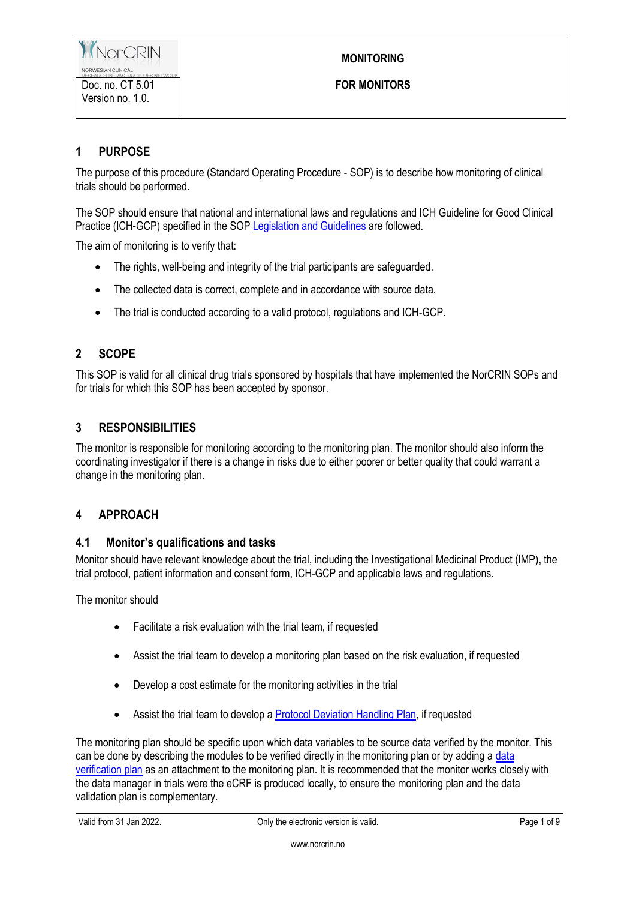| NorCRIN<br>Doc. no. CT 5.01<br>Version no. 1.0. | **MONITORING**<br><br>**FOR MONITORS** |
|---|---|

## 1 PURPOSE

The purpose of this procedure (Standard Operating Procedure - SOP) is to describe how monitoring of clinical trials should be performed.

The SOP should ensure that national and international laws and regulations and ICH Guideline for Good Clinical Practice (ICH-GCP) specified in the SOP Legislation and Guidelines are followed.

The aim of monitoring is to verify that:

- The rights, well-being and integrity of the trial participants are safeguarded.
- The collected data is correct, complete and in accordance with source data.
- The trial is conducted according to a valid protocol, regulations and ICH-GCP.

## 2 SCOPE

This SOP is valid for all clinical drug trials sponsored by hospitals that have implemented the NorCRIN SOPs and for trials for which this SOP has been accepted by sponsor.

## 3 RESPONSIBILITIES

The monitor is responsible for monitoring according to the monitoring plan. The monitor should also inform the coordinating investigator if there is a change in risks due to either poorer or better quality that could warrant a change in the monitoring plan.

## 4 APPROACH

### 4.1 Monitor's qualifications and tasks

Monitor should have relevant knowledge about the trial, including the Investigational Medicinal Product (IMP), the trial protocol, patient information and consent form, ICH-GCP and applicable laws and regulations.

The monitor should

- Facilitate a risk evaluation with the trial team, if requested
- Assist the trial team to develop a monitoring plan based on the risk evaluation, if requested
- Develop a cost estimate for the monitoring activities in the trial
- Assist the trial team to develop a Protocol Deviation Handling Plan, if requested

The monitoring plan should be specific upon which data variables to be source data verified by the monitor. This can be done by describing the modules to be verified directly in the monitoring plan or by adding a data verification plan as an attachment to the monitoring plan. It is recommended that the monitor works closely with the data manager in trials were the eCRF is produced locally, to ensure the monitoring plan and the data validation plan is complementary.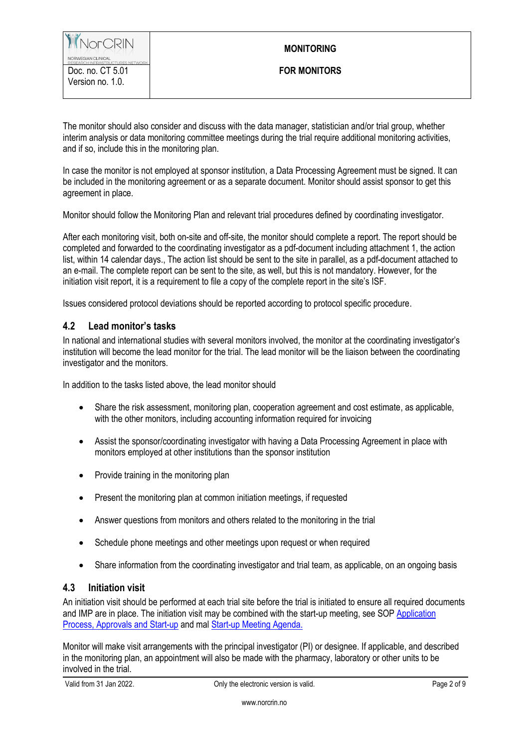The monitor should also consider and discuss with the data manager, statistician and/or trial group, whether interim analysis or data monitoring committee meetings during the trial require additional monitoring activities, and if so, include this in the monitoring plan.

In case the monitor is not employed at sponsor institution, a Data Processing Agreement must be signed. It can be included in the monitoring agreement or as a separate document. Monitor should assist sponsor to get this agreement in place.

Monitor should follow the Monitoring Plan and relevant trial procedures defined by coordinating investigator.

After each monitoring visit, both on-site and off-site, the monitor should complete a report. The report should be completed and forwarded to the coordinating investigator as a pdf-document including attachment 1, the action list, within 14 calendar days., The action list should be sent to the site in parallel, as a pdf-document attached to an e-mail. The complete report can be sent to the site, as well, but this is not mandatory. However, for the initiation visit report, it is a requirement to file a copy of the complete report in the site's ISF.

Issues considered protocol deviations should be reported according to protocol specific procedure.

## 4.2 Lead monitor's tasks

In national and international studies with several monitors involved, the monitor at the coordinating investigator's institution will become the lead monitor for the trial. The lead monitor will be the liaison between the coordinating investigator and the monitors.

In addition to the tasks listed above, the lead monitor should

- Share the risk assessment, monitoring plan, cooperation agreement and cost estimate, as applicable, with the other monitors, including accounting information required for invoicing
- Assist the sponsor/coordinating investigator with having a Data Processing Agreement in place with monitors employed at other institutions than the sponsor institution
- Provide training in the monitoring plan
- Present the monitoring plan at common initiation meetings, if requested
- Answer questions from monitors and others related to the monitoring in the trial
- Schedule phone meetings and other meetings upon request or when required
- Share information from the coordinating investigator and trial team, as applicable, on an ongoing basis

## 4.3 Initiation visit

An initiation visit should be performed at each trial site before the trial is initiated to ensure all required documents and IMP are in place. The initiation visit may be combined with the start-up meeting, see SOP Application Process, Approvals and Start-up and mal Start-up Meeting Agenda.

Monitor will make visit arrangements with the principal investigator (PI) or designee. If applicable, and described in the monitoring plan, an appointment will also be made with the pharmacy, laboratory or other units to be involved in the trial.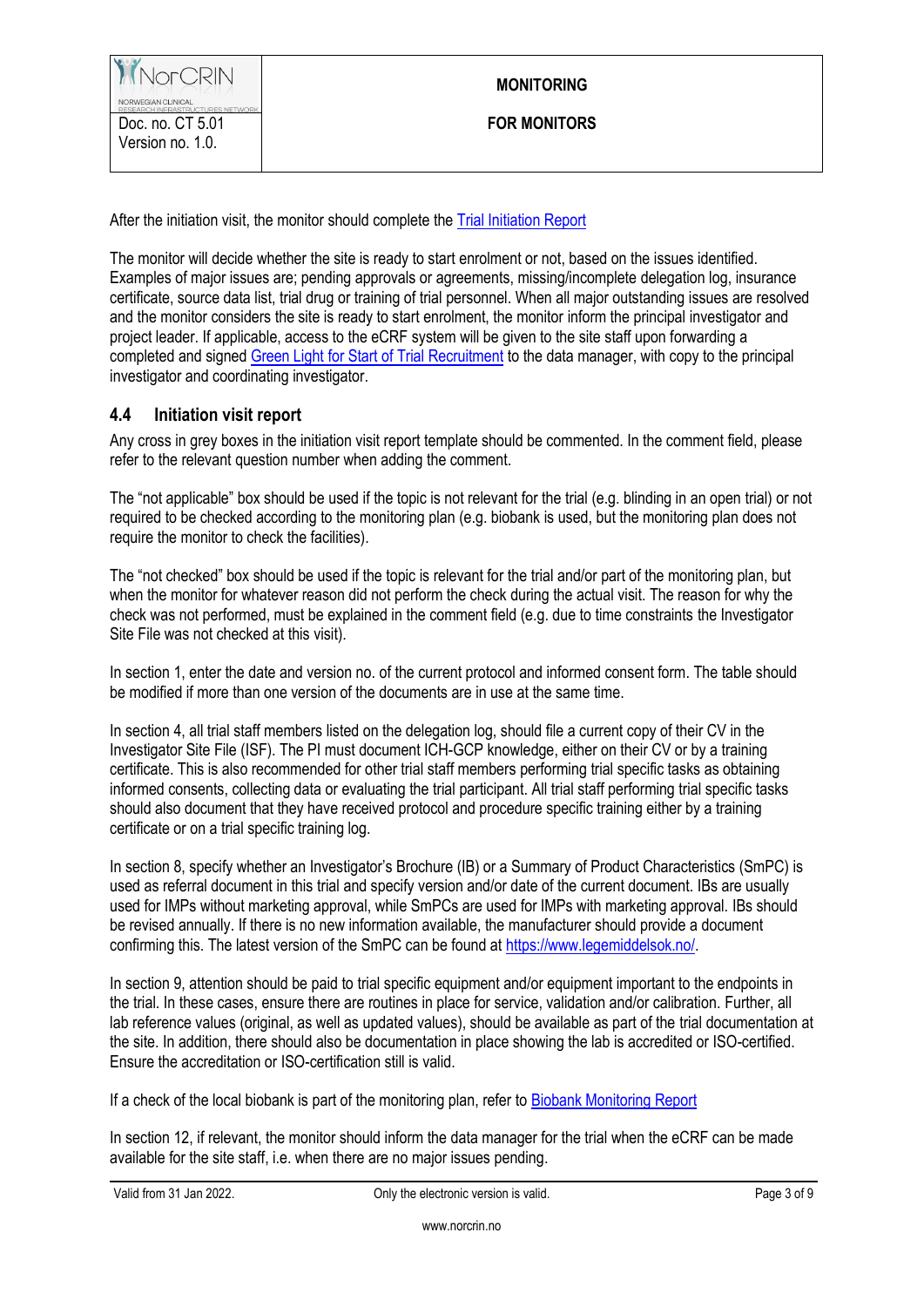After the initiation visit, the monitor should complete the [Trial Initiation Report]

The monitor will decide whether the site is ready to start enrolment or not, based on the issues identified. Examples of major issues are; pending approvals or agreements, missing/incomplete delegation log, insurance certificate, source data list, trial drug or training of trial personnel. When all major outstanding issues are resolved and the monitor considers the site is ready to start enrolment, the monitor inform the principal investigator and project leader. If applicable, access to the eCRF system will be given to the site staff upon forwarding a completed and signed [Green Light for Start of Trial Recruitment] to the data manager, with copy to the principal investigator and coordinating investigator.

### 4.4 Initiation visit report

Any cross in grey boxes in the initiation visit report template should be commented. In the comment field, please refer to the relevant question number when adding the comment.

The "not applicable" box should be used if the topic is not relevant for the trial (e.g. blinding in an open trial) or not required to be checked according to the monitoring plan (e.g. biobank is used, but the monitoring plan does not require the monitor to check the facilities).

The "not checked" box should be used if the topic is relevant for the trial and/or part of the monitoring plan, but when the monitor for whatever reason did not perform the check during the actual visit. The reason for why the check was not performed, must be explained in the comment field (e.g. due to time constraints the Investigator Site File was not checked at this visit).

In section 1, enter the date and version no. of the current protocol and informed consent form. The table should be modified if more than one version of the documents are in use at the same time.

In section 4, all trial staff members listed on the delegation log, should file a current copy of their CV in the Investigator Site File (ISF). The PI must document ICH-GCP knowledge, either on their CV or by a training certificate. This is also recommended for other trial staff members performing trial specific tasks as obtaining informed consents, collecting data or evaluating the trial participant. All trial staff performing trial specific tasks should also document that they have received protocol and procedure specific training either by a training certificate or on a trial specific training log.

In section 8, specify whether an Investigator's Brochure (IB) or a Summary of Product Characteristics (SmPC) is used as referral document in this trial and specify version and/or date of the current document. IBs are usually used for IMPs without marketing approval, while SmPCs are used for IMPs with marketing approval. IBs should be revised annually. If there is no new information available, the manufacturer should provide a document confirming this. The latest version of the SmPC can be found at https://www.legemiddelsok.no/.

In section 9, attention should be paid to trial specific equipment and/or equipment important to the endpoints in the trial. In these cases, ensure there are routines in place for service, validation and/or calibration. Further, all lab reference values (original, as well as updated values), should be available as part of the trial documentation at the site. In addition, there should also be documentation in place showing the lab is accredited or ISO-certified. Ensure the accreditation or ISO-certification still is valid.

If a check of the local biobank is part of the monitoring plan, refer to [Biobank Monitoring Report]

In section 12, if relevant, the monitor should inform the data manager for the trial when the eCRF can be made available for the site staff, i.e. when there are no major issues pending.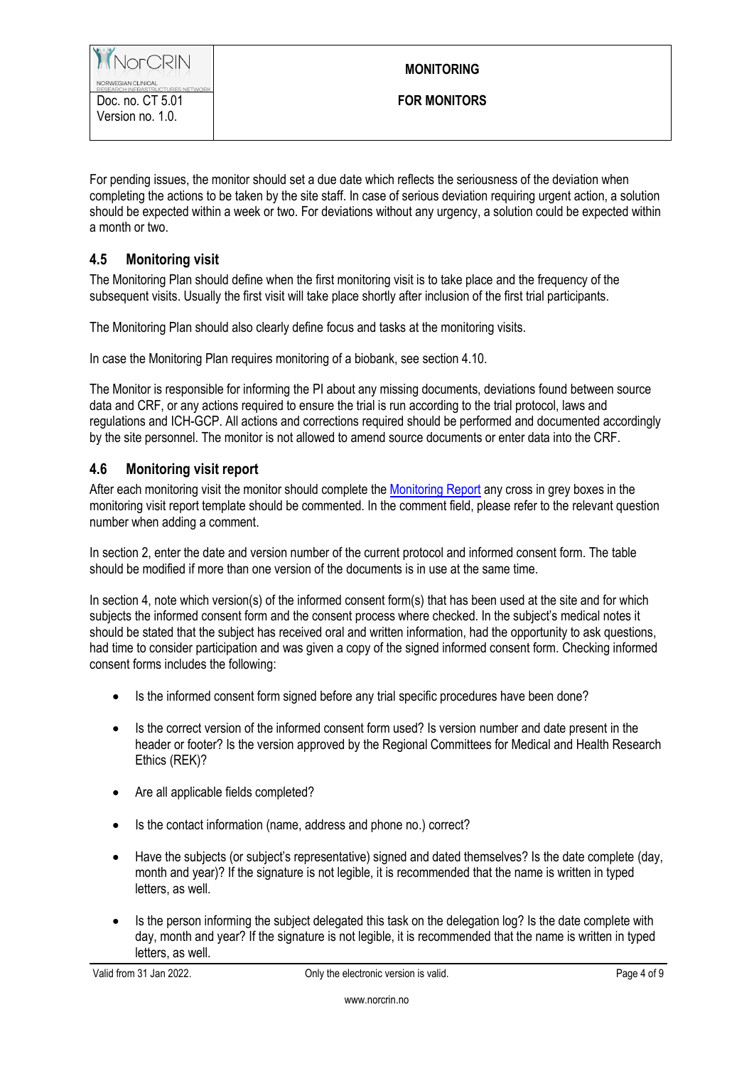For pending issues, the monitor should set a due date which reflects the seriousness of the deviation when completing the actions to be taken by the site staff. In case of serious deviation requiring urgent action, a solution should be expected within a week or two. For deviations without any urgency, a solution could be expected within a month or two.

## 4.5 Monitoring visit

The Monitoring Plan should define when the first monitoring visit is to take place and the frequency of the subsequent visits. Usually the first visit will take place shortly after inclusion of the first trial participants.

The Monitoring Plan should also clearly define focus and tasks at the monitoring visits.

In case the Monitoring Plan requires monitoring of a biobank, see section 4.10.

The Monitor is responsible for informing the PI about any missing documents, deviations found between source data and CRF, or any actions required to ensure the trial is run according to the trial protocol, laws and regulations and ICH-GCP. All actions and corrections required should be performed and documented accordingly by the site personnel. The monitor is not allowed to amend source documents or enter data into the CRF.

## 4.6 Monitoring visit report

After each monitoring visit the monitor should complete the Monitoring Report any cross in grey boxes in the monitoring visit report template should be commented. In the comment field, please refer to the relevant question number when adding a comment.

In section 2, enter the date and version number of the current protocol and informed consent form. The table should be modified if more than one version of the documents is in use at the same time.

In section 4, note which version(s) of the informed consent form(s) that has been used at the site and for which subjects the informed consent form and the consent process where checked. In the subject's medical notes it should be stated that the subject has received oral and written information, had the opportunity to ask questions, had time to consider participation and was given a copy of the signed informed consent form. Checking informed consent forms includes the following:

- Is the informed consent form signed before any trial specific procedures have been done?
- Is the correct version of the informed consent form used? Is version number and date present in the header or footer? Is the version approved by the Regional Committees for Medical and Health Research Ethics (REK)?
- Are all applicable fields completed?
- Is the contact information (name, address and phone no.) correct?
- Have the subjects (or subject's representative) signed and dated themselves? Is the date complete (day, month and year)? If the signature is not legible, it is recommended that the name is written in typed letters, as well.
- Is the person informing the subject delegated this task on the delegation log? Is the date complete with day, month and year? If the signature is not legible, it is recommended that the name is written in typed letters, as well.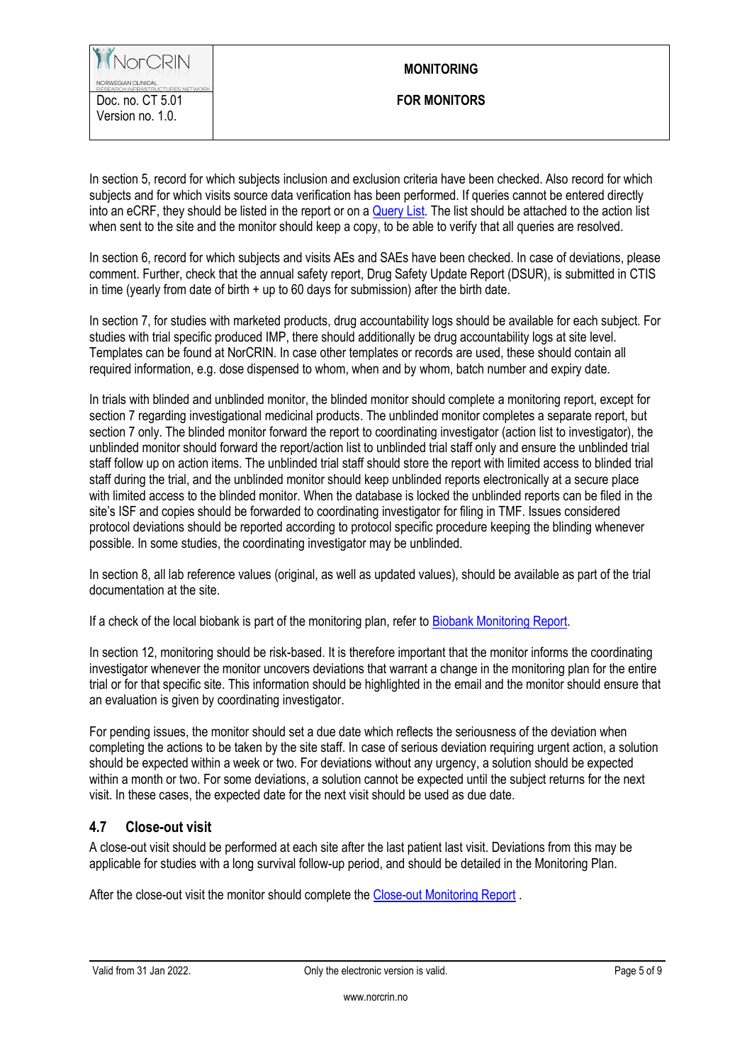In section 5, record for which subjects inclusion and exclusion criteria have been checked. Also record for which subjects and for which visits source data verification has been performed. If queries cannot be entered directly into an eCRF, they should be listed in the report or on a Query List. The list should be attached to the action list when sent to the site and the monitor should keep a copy, to be able to verify that all queries are resolved.

In section 6, record for which subjects and visits AEs and SAEs have been checked. In case of deviations, please comment. Further, check that the annual safety report, Drug Safety Update Report (DSUR), is submitted in CTIS in time (yearly from date of birth + up to 60 days for submission) after the birth date.

In section 7, for studies with marketed products, drug accountability logs should be available for each subject. For studies with trial specific produced IMP, there should additionally be drug accountability logs at site level. Templates can be found at NorCRIN. In case other templates or records are used, these should contain all required information, e.g. dose dispensed to whom, when and by whom, batch number and expiry date.

In trials with blinded and unblinded monitor, the blinded monitor should complete a monitoring report, except for section 7 regarding investigational medicinal products. The unblinded monitor completes a separate report, but section 7 only. The blinded monitor forward the report to coordinating investigator (action list to investigator), the unblinded monitor should forward the report/action list to unblinded trial staff only and ensure the unblinded trial staff follow up on action items. The unblinded trial staff should store the report with limited access to blinded trial staff during the trial, and the unblinded monitor should keep unblinded reports electronically at a secure place with limited access to the blinded monitor. When the database is locked the unblinded reports can be filed in the site's ISF and copies should be forwarded to coordinating investigator for filing in TMF. Issues considered protocol deviations should be reported according to protocol specific procedure keeping the blinding whenever possible. In some studies, the coordinating investigator may be unblinded.

In section 8, all lab reference values (original, as well as updated values), should be available as part of the trial documentation at the site.

If a check of the local biobank is part of the monitoring plan, refer to Biobank Monitoring Report.

In section 12, monitoring should be risk-based. It is therefore important that the monitor informs the coordinating investigator whenever the monitor uncovers deviations that warrant a change in the monitoring plan for the entire trial or for that specific site. This information should be highlighted in the email and the monitor should ensure that an evaluation is given by coordinating investigator.

For pending issues, the monitor should set a due date which reflects the seriousness of the deviation when completing the actions to be taken by the site staff. In case of serious deviation requiring urgent action, a solution should be expected within a week or two. For deviations without any urgency, a solution should be expected within a month or two. For some deviations, a solution cannot be expected until the subject returns for the next visit. In these cases, the expected date for the next visit should be used as due date.

## 4.7 Close-out visit

A close-out visit should be performed at each site after the last patient last visit. Deviations from this may be applicable for studies with a long survival follow-up period, and should be detailed in the Monitoring Plan.

After the close-out visit the monitor should complete the Close-out Monitoring Report .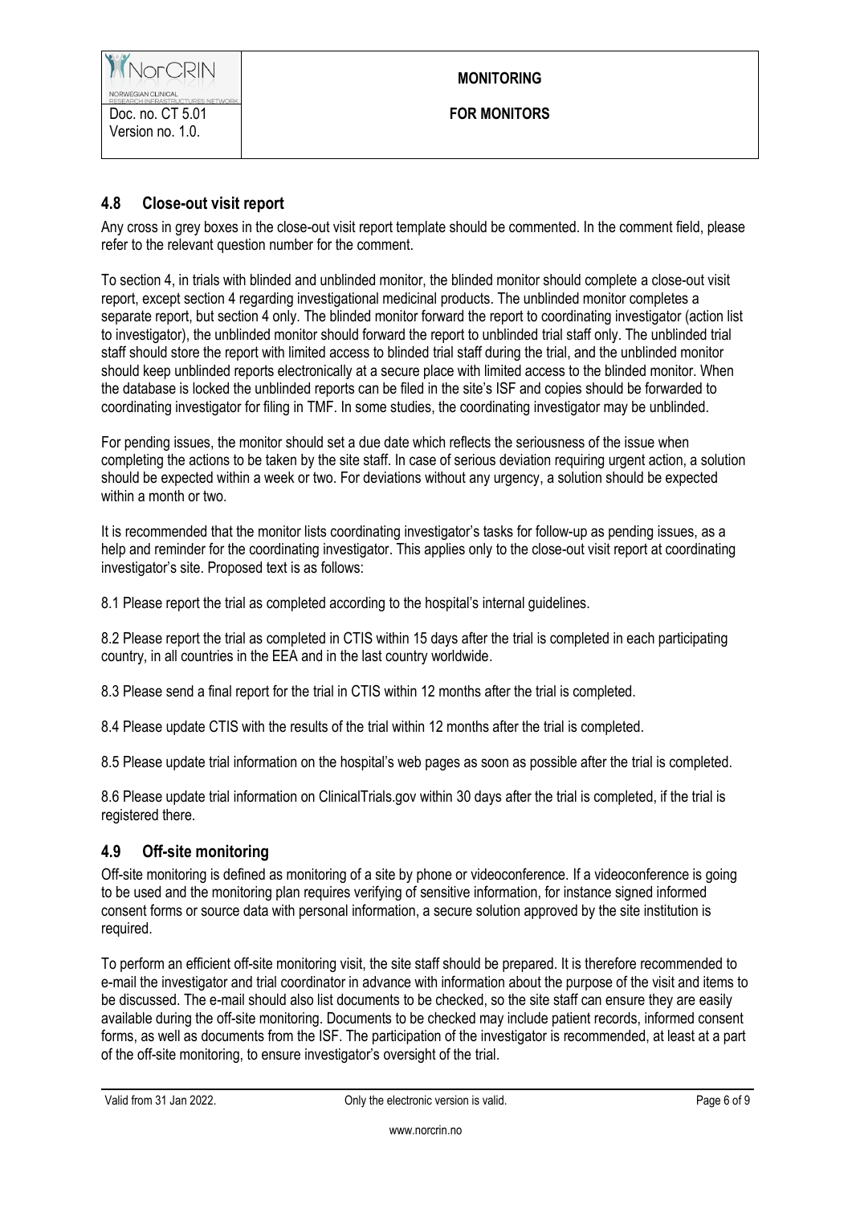## 4.8 Close-out visit report

Any cross in grey boxes in the close-out visit report template should be commented. In the comment field, please refer to the relevant question number for the comment.

To section 4, in trials with blinded and unblinded monitor, the blinded monitor should complete a close-out visit report, except section 4 regarding investigational medicinal products. The unblinded monitor completes a separate report, but section 4 only. The blinded monitor forward the report to coordinating investigator (action list to investigator), the unblinded monitor should forward the report to unblinded trial staff only. The unblinded trial staff should store the report with limited access to blinded trial staff during the trial, and the unblinded monitor should keep unblinded reports electronically at a secure place with limited access to the blinded monitor. When the database is locked the unblinded reports can be filed in the site's ISF and copies should be forwarded to coordinating investigator for filing in TMF. In some studies, the coordinating investigator may be unblinded.

For pending issues, the monitor should set a due date which reflects the seriousness of the issue when completing the actions to be taken by the site staff. In case of serious deviation requiring urgent action, a solution should be expected within a week or two. For deviations without any urgency, a solution should be expected within a month or two.

It is recommended that the monitor lists coordinating investigator's tasks for follow-up as pending issues, as a help and reminder for the coordinating investigator. This applies only to the close-out visit report at coordinating investigator's site. Proposed text is as follows:

8.1 Please report the trial as completed according to the hospital's internal guidelines.

8.2 Please report the trial as completed in CTIS within 15 days after the trial is completed in each participating country, in all countries in the EEA and in the last country worldwide.

8.3 Please send a final report for the trial in CTIS within 12 months after the trial is completed.

8.4 Please update CTIS with the results of the trial within 12 months after the trial is completed.

8.5 Please update trial information on the hospital's web pages as soon as possible after the trial is completed.

8.6 Please update trial information on ClinicalTrials.gov within 30 days after the trial is completed, if the trial is registered there.

## 4.9 Off-site monitoring

Off-site monitoring is defined as monitoring of a site by phone or videoconference. If a videoconference is going to be used and the monitoring plan requires verifying of sensitive information, for instance signed informed consent forms or source data with personal information, a secure solution approved by the site institution is required.

To perform an efficient off-site monitoring visit, the site staff should be prepared. It is therefore recommended to e-mail the investigator and trial coordinator in advance with information about the purpose of the visit and items to be discussed. The e-mail should also list documents to be checked, so the site staff can ensure they are easily available during the off-site monitoring. Documents to be checked may include patient records, informed consent forms, as well as documents from the ISF. The participation of the investigator is recommended, at least at a part of the off-site monitoring, to ensure investigator's oversight of the trial.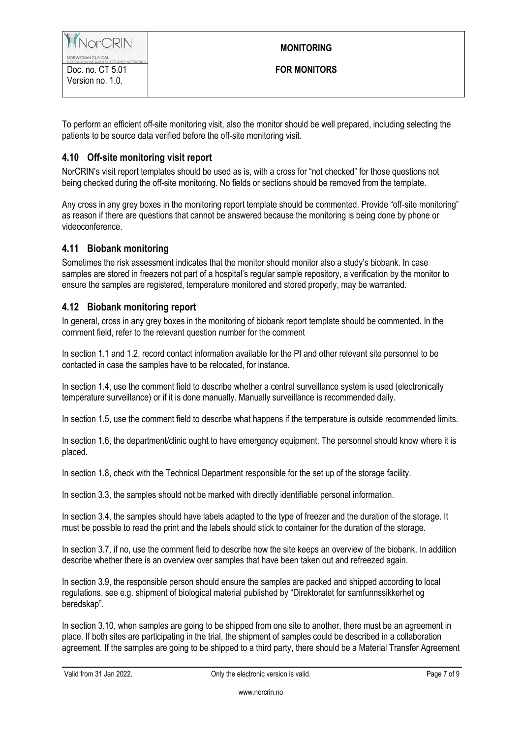To perform an efficient off-site monitoring visit, also the monitor should be well prepared, including selecting the patients to be source data verified before the off-site monitoring visit.

### 4.10 Off-site monitoring visit report

NorCRIN's visit report templates should be used as is, with a cross for "not checked" for those questions not being checked during the off-site monitoring. No fields or sections should be removed from the template.

Any cross in any grey boxes in the monitoring report template should be commented. Provide "off-site monitoring" as reason if there are questions that cannot be answered because the monitoring is being done by phone or videoconference.

### 4.11 Biobank monitoring

Sometimes the risk assessment indicates that the monitor should monitor also a study's biobank. In case samples are stored in freezers not part of a hospital's regular sample repository, a verification by the monitor to ensure the samples are registered, temperature monitored and stored properly, may be warranted.

### 4.12 Biobank monitoring report

In general, cross in any grey boxes in the monitoring of biobank report template should be commented. In the comment field, refer to the relevant question number for the comment

In section 1.1 and 1.2, record contact information available for the PI and other relevant site personnel to be contacted in case the samples have to be relocated, for instance.

In section 1.4, use the comment field to describe whether a central surveillance system is used (electronically temperature surveillance) or if it is done manually. Manually surveillance is recommended daily.

In section 1.5, use the comment field to describe what happens if the temperature is outside recommended limits.

In section 1.6, the department/clinic ought to have emergency equipment. The personnel should know where it is placed.

In section 1.8, check with the Technical Department responsible for the set up of the storage facility.

In section 3.3, the samples should not be marked with directly identifiable personal information.

In section 3.4, the samples should have labels adapted to the type of freezer and the duration of the storage. It must be possible to read the print and the labels should stick to container for the duration of the storage.

In section 3.7, if no, use the comment field to describe how the site keeps an overview of the biobank. In addition describe whether there is an overview over samples that have been taken out and refreezed again.

In section 3.9, the responsible person should ensure the samples are packed and shipped according to local regulations, see e.g. shipment of biological material published by "Direktoratet for samfunnssikkerhet og beredskap".

In section 3.10, when samples are going to be shipped from one site to another, there must be an agreement in place. If both sites are participating in the trial, the shipment of samples could be described in a collaboration agreement. If the samples are going to be shipped to a third party, there should be a Material Transfer Agreement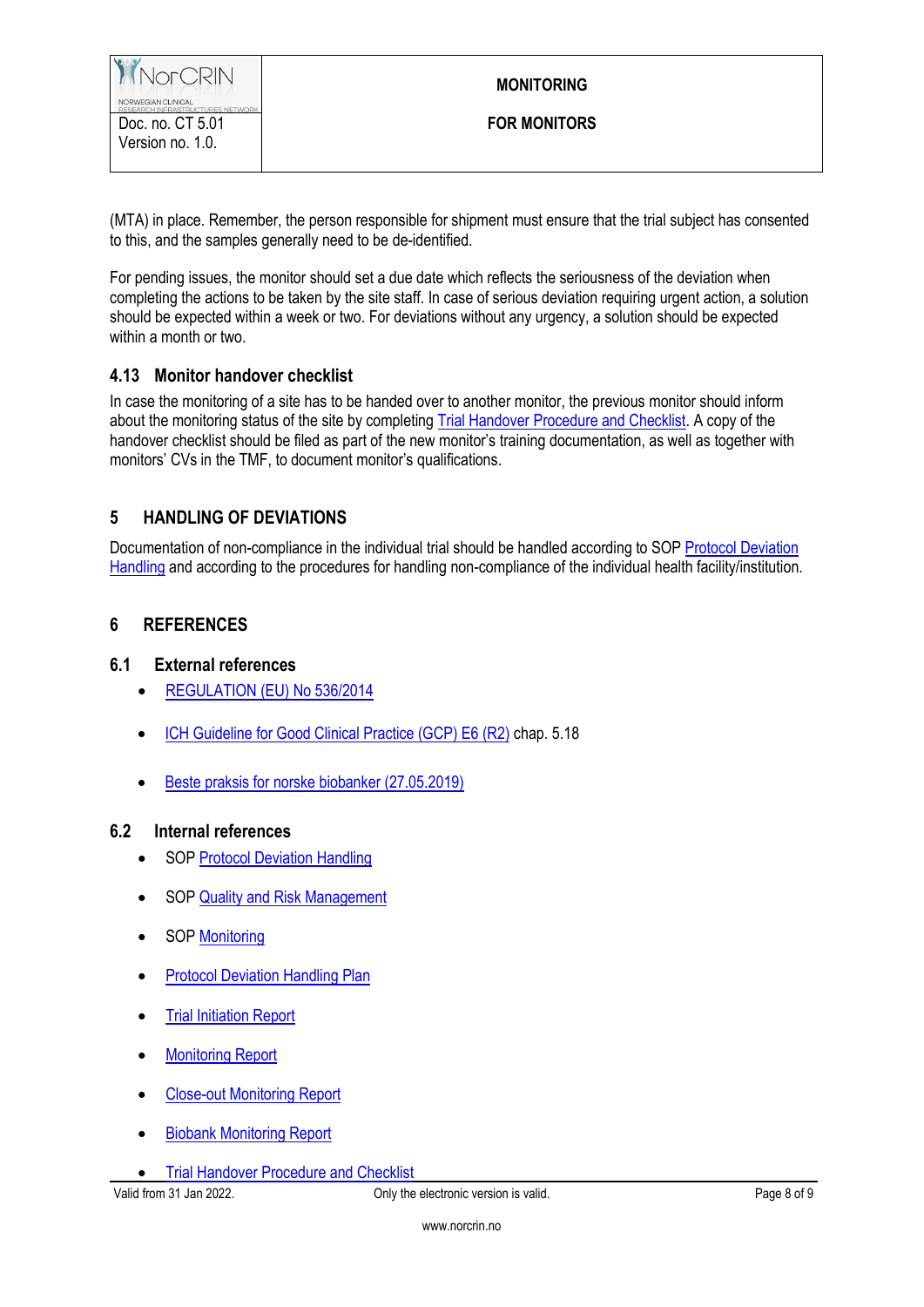(MTA) in place. Remember, the person responsible for shipment must ensure that the trial subject has consented to this, and the samples generally need to be de-identified.

For pending issues, the monitor should set a due date which reflects the seriousness of the deviation when completing the actions to be taken by the site staff. In case of serious deviation requiring urgent action, a solution should be expected within a week or two. For deviations without any urgency, a solution should be expected within a month or two.

### 4.13 Monitor handover checklist

In case the monitoring of a site has to be handed over to another monitor, the previous monitor should inform about the monitoring status of the site by completing Trial Handover Procedure and Checklist. A copy of the handover checklist should be filed as part of the new monitor's training documentation, as well as together with monitors' CVs in the TMF, to document monitor's qualifications.

## 5 HANDLING OF DEVIATIONS

Documentation of non-compliance in the individual trial should be handled according to SOP Protocol Deviation Handling and according to the procedures for handling non-compliance of the individual health facility/institution.

## 6 REFERENCES

### 6.1 External references

- REGULATION (EU) No 536/2014
- ICH Guideline for Good Clinical Practice (GCP) E6 (R2) chap. 5.18
- Beste praksis for norske biobanker (27.05.2019)

### 6.2 Internal references

- SOP Protocol Deviation Handling
- SOP Quality and Risk Management
- SOP Monitoring
- Protocol Deviation Handling Plan
- Trial Initiation Report
- Monitoring Report
- Close-out Monitoring Report
- Biobank Monitoring Report
- Trial Handover Procedure and Checklist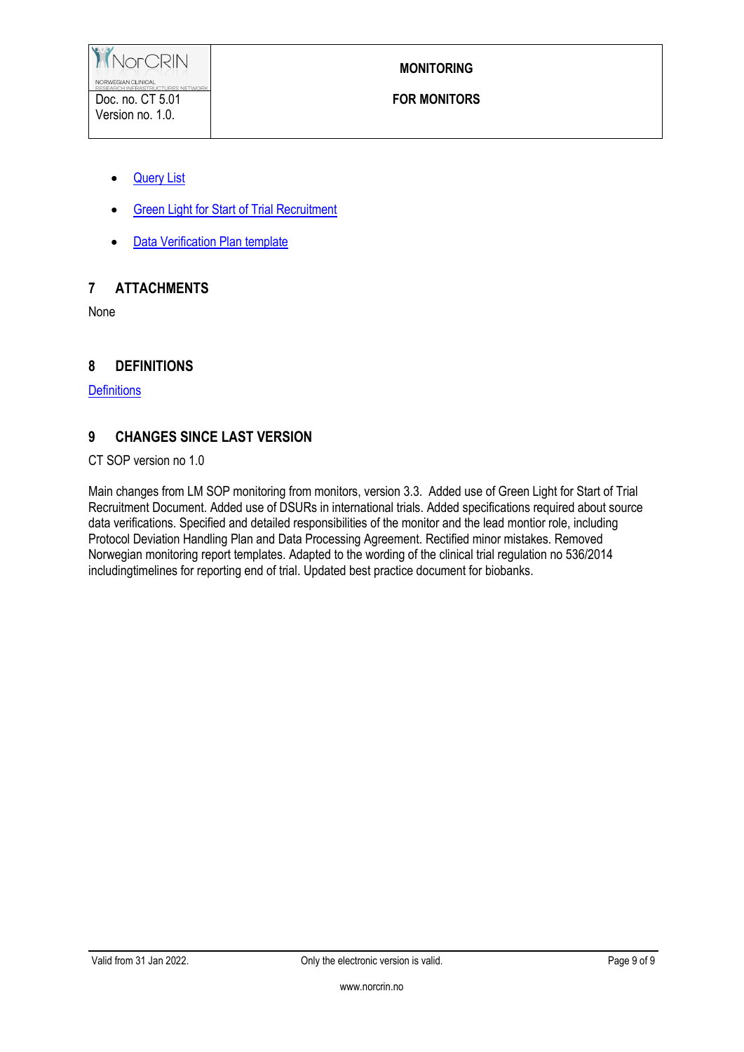- Query List
- Green Light for Start of Trial Recruitment
- Data Verification Plan template

## 7 ATTACHMENTS

None

## 8 DEFINITIONS

Definitions

## 9 CHANGES SINCE LAST VERSION

CT SOP version no 1.0

Main changes from LM SOP monitoring from monitors, version 3.3. Added use of Green Light for Start of Trial Recruitment Document. Added use of DSURs in international trials. Added specifications required about source data verifications. Specified and detailed responsibilities of the monitor and the lead montior role, including Protocol Deviation Handling Plan and Data Processing Agreement. Rectified minor mistakes. Removed Norwegian monitoring report templates. Adapted to the wording of the clinical trial regulation no 536/2014 includingtimelines for reporting end of trial. Updated best practice document for biobanks.